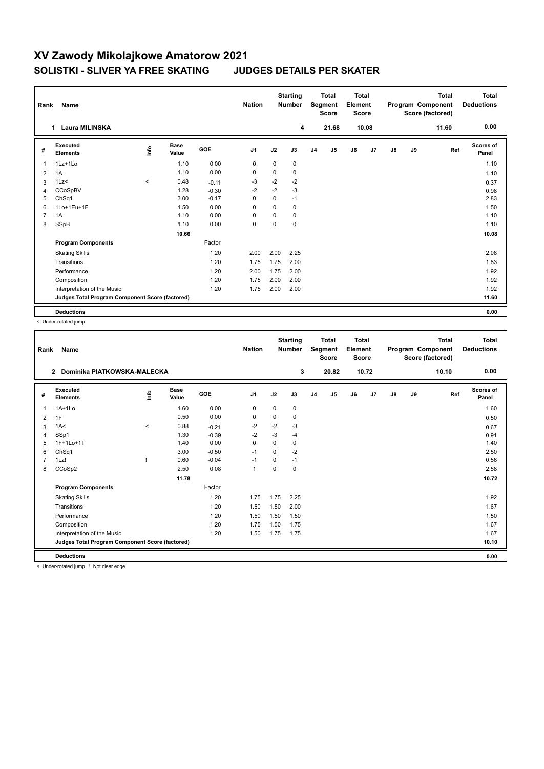# XV Zawody Mikolajkowe Amatorow 2021

## SOLISTKI - SLIVER YA FREE SKATING JUDGES DETAILS PER SKATER

| Rank | Name | Nation | Starting Number | Total Segment Score | Total Element Score | Total Program Component Score (factored) | Total Deductions |
|---|---|---|---|---|---|---|---|
| 1 | Laura MILINSKA | | 4 | 21.68 | 10.08 | 11.60 | 0.00 |

| # | Executed Elements | Info | Base Value | GOE | J1 | J2 | J3 | J4 | J5 | J6 | J7 | J8 | J9 | Ref | Scores of Panel |
|---|---|---|---|---|---|---|---|---|---|---|---|---|---|---|---|
| 1 | 1Lz+1Lo | | 1.10 | 0.00 | 0 | 0 | 0 | | | | | | | | 1.10 |
| 2 | 1A | | 1.10 | 0.00 | 0 | 0 | 0 | | | | | | | | 1.10 |
| 3 | 1Lz< | < | 0.48 | -0.11 | -3 | -2 | -2 | | | | | | | | 0.37 |
| 4 | CCoSpBV | | 1.28 | -0.30 | -2 | -2 | -3 | | | | | | | | 0.98 |
| 5 | ChSq1 | | 3.00 | -0.17 | 0 | 0 | -1 | | | | | | | | 2.83 |
| 6 | 1Lo+1Eu+1F | | 1.50 | 0.00 | 0 | 0 | 0 | | | | | | | | 1.50 |
| 7 | 1A | | 1.10 | 0.00 | 0 | 0 | 0 | | | | | | | | 1.10 |
| 8 | SSpB | | 1.10 | 0.00 | 0 | 0 | 0 | | | | | | | | 1.10 |
| | | | 10.66 | | | | | | | | | | | | 10.08 |
| | **Program Components** | | | Factor | | | | | | | | | | | |
| | Skating Skills | | | 1.20 | 2.00 | 2.00 | 2.25 | | | | | | | | 2.08 |
| | Transitions | | | 1.20 | 1.75 | 1.75 | 2.00 | | | | | | | | 1.83 |
| | Performance | | | 1.20 | 2.00 | 1.75 | 2.00 | | | | | | | | 1.92 |
| | Composition | | | 1.20 | 1.75 | 2.00 | 2.00 | | | | | | | | 1.92 |
| | Interpretation of the Music | | | 1.20 | 1.75 | 2.00 | 2.00 | | | | | | | | 1.92 |
| | **Judges Total Program Component Score (factored)** | | | | | | | | | | | | | | 11.60 |
| | **Deductions** | | | | | | | | | | | | | | 0.00 |

< Under-rotated jump

| Rank | Name | Nation | Starting Number | Total Segment Score | Total Element Score | Total Program Component Score (factored) | Total Deductions |
|---|---|---|---|---|---|---|---|
| 2 | Dominika PIATKOWSKA-MALECKA | | 3 | 20.82 | 10.72 | 10.10 | 0.00 |

| # | Executed Elements | Info | Base Value | GOE | J1 | J2 | J3 | J4 | J5 | J6 | J7 | J8 | J9 | Ref | Scores of Panel |
|---|---|---|---|---|---|---|---|---|---|---|---|---|---|---|---|
| 1 | 1A+1Lo | | 1.60 | 0.00 | 0 | 0 | 0 | | | | | | | | 1.60 |
| 2 | 1F | | 0.50 | 0.00 | 0 | 0 | 0 | | | | | | | | 0.50 |
| 3 | 1A< | < | 0.88 | -0.21 | -2 | -2 | -3 | | | | | | | | 0.67 |
| 4 | SSp1 | | 1.30 | -0.39 | -2 | -3 | -4 | | | | | | | | 0.91 |
| 5 | 1F+1Lo+1T | | 1.40 | 0.00 | 0 | 0 | 0 | | | | | | | | 1.40 |
| 6 | ChSq1 | | 3.00 | -0.50 | -1 | 0 | -2 | | | | | | | | 2.50 |
| 7 | 1Lz! | ! | 0.60 | -0.04 | -1 | 0 | -1 | | | | | | | | 0.56 |
| 8 | CCoSp2 | | 2.50 | 0.08 | 1 | 0 | 0 | | | | | | | | 2.58 |
| | | | 11.78 | | | | | | | | | | | | 10.72 |
| | **Program Components** | | | Factor | | | | | | | | | | | |
| | Skating Skills | | | 1.20 | 1.75 | 1.75 | 2.25 | | | | | | | | 1.92 |
| | Transitions | | | 1.20 | 1.50 | 1.50 | 2.00 | | | | | | | | 1.67 |
| | Performance | | | 1.20 | 1.50 | 1.50 | 1.50 | | | | | | | | 1.50 |
| | Composition | | | 1.20 | 1.75 | 1.50 | 1.75 | | | | | | | | 1.67 |
| | Interpretation of the Music | | | 1.20 | 1.50 | 1.75 | 1.75 | | | | | | | | 1.67 |
| | **Judges Total Program Component Score (factored)** | | | | | | | | | | | | | | 10.10 |
| | **Deductions** | | | | | | | | | | | | | | 0.00 |

< Under-rotated jump ! Not clear edge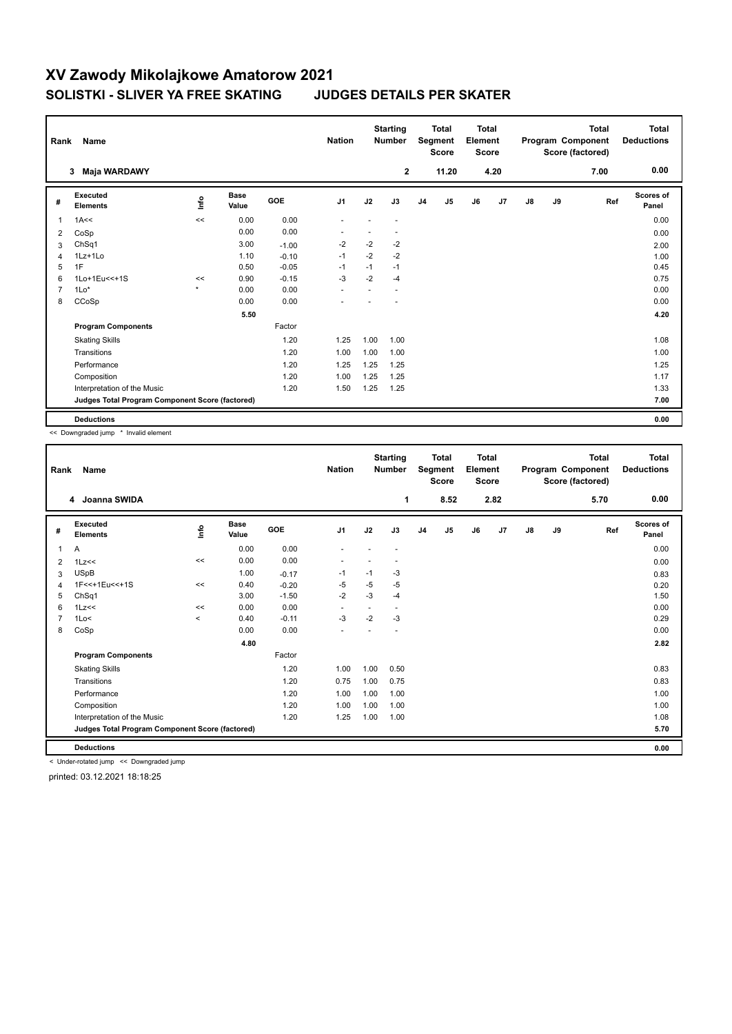# XV Zawody Mikolajkowe Amatorow 2021

## SOLISTKI - SLIVER YA FREE SKATING JUDGES DETAILS PER SKATER

| Rank | Name | Nation | Starting Number | Total Segment Score | Total Element Score | Total Program Component Score (factored) | Total Deductions |
|---|---|---|---|---|---|---|---|
| 3 | Maja WARDAWY | | 2 | 11.20 | 4.20 | 7.00 | 0.00 |

| # | Executed Elements | Info | Base Value | GOE | J1 | J2 | J3 | J4 | J5 | J6 | J7 | J8 | J9 | Ref | Scores of Panel |
|---|---|---|---|---|---|---|---|---|---|---|---|---|---|---|---|
| 1 | 1A<< | << | 0.00 | 0.00 | - | - | - | | | | | | | | 0.00 |
| 2 | CoSp | | 0.00 | 0.00 | - | - | - | | | | | | | | 0.00 |
| 3 | ChSq1 | | 3.00 | -1.00 | -2 | -2 | -2 | | | | | | | | 2.00 |
| 4 | 1Lz+1Lo | | 1.10 | -0.10 | -1 | -2 | -2 | | | | | | | | 1.00 |
| 5 | 1F | | 0.50 | -0.05 | -1 | -1 | -1 | | | | | | | | 0.45 |
| 6 | 1Lo+1Eu<<+1S | << | 0.90 | -0.15 | -3 | -2 | -4 | | | | | | | | 0.75 |
| 7 | 1Lo* | * | 0.00 | 0.00 | - | - | - | | | | | | | | 0.00 |
| 8 | CCoSp | | 0.00 | 0.00 | - | - | - | | | | | | | | 0.00 |
| | | | 5.50 | | | | | | | | | | | | 4.20 |
| | **Program Components** | | | Factor | | | | | | | | | | | |
| | Skating Skills | | | 1.20 | 1.25 | 1.00 | 1.00 | | | | | | | | 1.08 |
| | Transitions | | | 1.20 | 1.00 | 1.00 | 1.00 | | | | | | | | 1.00 |
| | Performance | | | 1.20 | 1.25 | 1.25 | 1.25 | | | | | | | | 1.25 |
| | Composition | | | 1.20 | 1.00 | 1.25 | 1.25 | | | | | | | | 1.17 |
| | Interpretation of the Music | | | 1.20 | 1.50 | 1.25 | 1.25 | | | | | | | | 1.33 |
| | **Judges Total Program Component Score (factored)** | | | | | | | | | | | | | | 7.00 |
| | **Deductions** | | | | | | | | | | | | | | 0.00 |

<< Downgraded jump * Invalid element

| Rank | Name | Nation | Starting Number | Total Segment Score | Total Element Score | Total Program Component Score (factored) | Total Deductions |
|---|---|---|---|---|---|---|---|
| 4 | Joanna SWIDA | | 1 | 8.52 | 2.82 | 5.70 | 0.00 |

| # | Executed Elements | Info | Base Value | GOE | J1 | J2 | J3 | J4 | J5 | J6 | J7 | J8 | J9 | Ref | Scores of Panel |
|---|---|---|---|---|---|---|---|---|---|---|---|---|---|---|---|
| 1 | A | | 0.00 | 0.00 | - | - | - | | | | | | | | 0.00 |
| 2 | 1Lz<< | << | 0.00 | 0.00 | - | - | - | | | | | | | | 0.00 |
| 3 | USpB | | 1.00 | -0.17 | -1 | -1 | -3 | | | | | | | | 0.83 |
| 4 | 1F<<+1Eu<<+1S | << | 0.40 | -0.20 | -5 | -5 | -5 | | | | | | | | 0.20 |
| 5 | ChSq1 | | 3.00 | -1.50 | -2 | -3 | -4 | | | | | | | | 1.50 |
| 6 | 1Lz<< | << | 0.00 | 0.00 | - | - | - | | | | | | | | 0.00 |
| 7 | 1Lo< | < | 0.40 | -0.11 | -3 | -2 | -3 | | | | | | | | 0.29 |
| 8 | CoSp | | 0.00 | 0.00 | - | - | - | | | | | | | | 0.00 |
| | | | 4.80 | | | | | | | | | | | | 2.82 |
| | **Program Components** | | | Factor | | | | | | | | | | | |
| | Skating Skills | | | 1.20 | 1.00 | 1.00 | 0.50 | | | | | | | | 0.83 |
| | Transitions | | | 1.20 | 0.75 | 1.00 | 0.75 | | | | | | | | 0.83 |
| | Performance | | | 1.20 | 1.00 | 1.00 | 1.00 | | | | | | | | 1.00 |
| | Composition | | | 1.20 | 1.00 | 1.00 | 1.00 | | | | | | | | 1.00 |
| | Interpretation of the Music | | | 1.20 | 1.25 | 1.00 | 1.00 | | | | | | | | 1.08 |
| | **Judges Total Program Component Score (factored)** | | | | | | | | | | | | | | 5.70 |
| | **Deductions** | | | | | | | | | | | | | | 0.00 |

< Under-rotated jump << Downgraded jump

printed: 03.12.2021 18:18:25